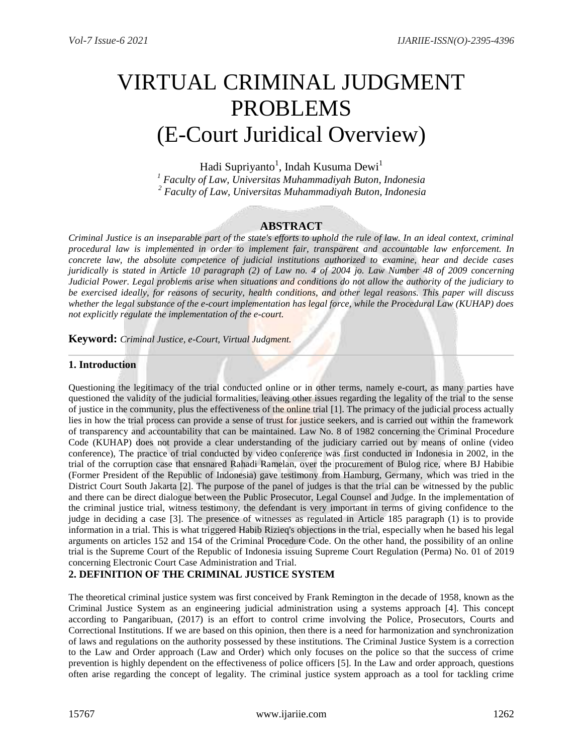# VIRTUAL CRIMINAL JUDGMENT PROBLEMS
# (E-Court Juridical Overview)

Hadi Supriyanto[1], Indah Kusuma Dewi[1]

[1] *Faculty of Law, Universitas Muhammadiyah Buton, Indonesia*
[2] *Faculty of Law, Universitas Muhammadiyah Buton, Indonesia*

## ABSTRACT

*Criminal Justice is an inseparable part of the state's efforts to uphold the rule of law. In an ideal context, criminal procedural law is implemented in order to implement fair, transparent and accountable law enforcement. In concrete law, the absolute competence of judicial institutions authorized to examine, hear and decide cases juridically is stated in Article 10 paragraph (2) of Law no. 4 of 2004 jo. Law Number 48 of 2009 concerning Judicial Power. Legal problems arise when situations and conditions do not allow the authority of the judiciary to be exercised ideally, for reasons of security, health conditions, and other legal reasons. This paper will discuss whether the legal substance of the e-court implementation has legal force, while the Procedural Law (KUHAP) does not explicitly regulate the implementation of the e-court.*

**Keyword:** *Criminal Justice, e-Court, Virtual Judgment.*

---

## 1. Introduction

Questioning the legitimacy of the trial conducted online or in other terms, namely e-court, as many parties have questioned the validity of the judicial formalities, leaving other issues regarding the legality of the trial to the sense of justice in the community, plus the effectiveness of the online trial [1]. The primacy of the judicial process actually lies in how the trial process can provide a sense of trust for justice seekers, and is carried out within the framework of transparency and accountability that can be maintained. Law No. 8 of 1982 concerning the Criminal Procedure Code (KUHAP) does not provide a clear understanding of the judiciary carried out by means of online (video conference), The practice of trial conducted by video conference was first conducted in Indonesia in 2002, in the trial of the corruption case that ensnared Rahadi Ramelan, over the procurement of Bulog rice, where BJ Habibie (Former President of the Republic of Indonesia) gave testimony from Hamburg, Germany, which was tried in the District Court South Jakarta [2]. The purpose of the panel of judges is that the trial can be witnessed by the public and there can be direct dialogue between the Public Prosecutor, Legal Counsel and Judge. In the implementation of the criminal justice trial, witness testimony, the defendant is very important in terms of giving confidence to the judge in deciding a case [3]. The presence of witnesses as regulated in Article 185 paragraph (1) is to provide information in a trial. This is what triggered Habib Rizieq's objections in the trial, especially when he based his legal arguments on articles 152 and 154 of the Criminal Procedure Code. On the other hand, the possibility of an online trial is the Supreme Court of the Republic of Indonesia issuing Supreme Court Regulation (Perma) No. 01 of 2019 concerning Electronic Court Case Administration and Trial.

## 2. DEFINITION OF THE CRIMINAL JUSTICE SYSTEM

The theoretical criminal justice system was first conceived by Frank Remington in the decade of 1958, known as the Criminal Justice System as an engineering judicial administration using a systems approach [4]. This concept according to Pangaribuan, (2017) is an effort to control crime involving the Police, Prosecutors, Courts and Correctional Institutions. If we are based on this opinion, then there is a need for harmonization and synchronization of laws and regulations on the authority possessed by these institutions. The Criminal Justice System is a correction to the Law and Order approach (Law and Order) which only focuses on the police so that the success of crime prevention is highly dependent on the effectiveness of police officers [5]. In the Law and order approach, questions often arise regarding the concept of legality. The criminal justice system approach as a tool for tackling crime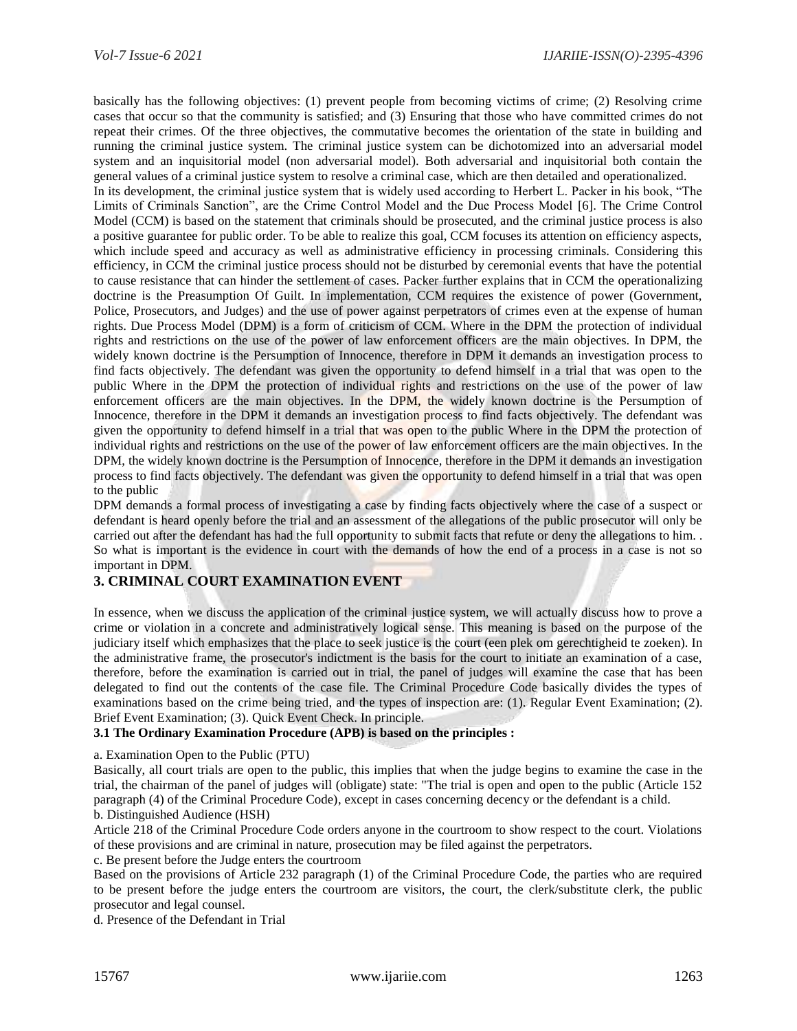basically has the following objectives: (1) prevent people from becoming victims of crime; (2) Resolving crime cases that occur so that the community is satisfied; and (3) Ensuring that those who have committed crimes do not repeat their crimes. Of the three objectives, the commutative becomes the orientation of the state in building and running the criminal justice system. The criminal justice system can be dichotomized into an adversarial model system and an inquisitorial model (non adversarial model). Both adversarial and inquisitorial both contain the general values of a criminal justice system to resolve a criminal case, which are then detailed and operationalized.

In its development, the criminal justice system that is widely used according to Herbert L. Packer in his book, "The Limits of Criminals Sanction", are the Crime Control Model and the Due Process Model [6]. The Crime Control Model (CCM) is based on the statement that criminals should be prosecuted, and the criminal justice process is also a positive guarantee for public order. To be able to realize this goal, CCM focuses its attention on efficiency aspects, which include speed and accuracy as well as administrative efficiency in processing criminals. Considering this efficiency, in CCM the criminal justice process should not be disturbed by ceremonial events that have the potential to cause resistance that can hinder the settlement of cases. Packer further explains that in CCM the operationalizing doctrine is the Preasumption Of Guilt. In implementation, CCM requires the existence of power (Government, Police, Prosecutors, and Judges) and the use of power against perpetrators of crimes even at the expense of human rights. Due Process Model (DPM) is a form of criticism of CCM. Where in the DPM the protection of individual rights and restrictions on the use of the power of law enforcement officers are the main objectives. In DPM, the widely known doctrine is the Persumption of Innocence, therefore in DPM it demands an investigation process to find facts objectively. The defendant was given the opportunity to defend himself in a trial that was open to the public Where in the DPM the protection of individual rights and restrictions on the use of the power of law enforcement officers are the main objectives. In the DPM, the widely known doctrine is the Persumption of Innocence, therefore in the DPM it demands an investigation process to find facts objectively. The defendant was given the opportunity to defend himself in a trial that was open to the public Where in the DPM the protection of individual rights and restrictions on the use of the power of law enforcement officers are the main objectives. In the DPM, the widely known doctrine is the Persumption of Innocence, therefore in the DPM it demands an investigation process to find facts objectively. The defendant was given the opportunity to defend himself in a trial that was open to the public

DPM demands a formal process of investigating a case by finding facts objectively where the case of a suspect or defendant is heard openly before the trial and an assessment of the allegations of the public prosecutor will only be carried out after the defendant has had the full opportunity to submit facts that refute or deny the allegations to him. . So what is important is the evidence in court with the demands of how the end of a process in a case is not so important in DPM.

## 3. CRIMINAL COURT EXAMINATION EVENT

In essence, when we discuss the application of the criminal justice system, we will actually discuss how to prove a crime or violation in a concrete and administratively logical sense. This meaning is based on the purpose of the judiciary itself which emphasizes that the place to seek justice is the court (een plek om gerechtigheid te zoeken). In the administrative frame, the prosecutor's indictment is the basis for the court to initiate an examination of a case, therefore, before the examination is carried out in trial, the panel of judges will examine the case that has been delegated to find out the contents of the case file. The Criminal Procedure Code basically divides the types of examinations based on the crime being tried, and the types of inspection are: (1). Regular Event Examination; (2). Brief Event Examination; (3). Quick Event Check. In principle.

### 3.1 The Ordinary Examination Procedure (APB) is based on the principles :

a. Examination Open to the Public (PTU)

Basically, all court trials are open to the public, this implies that when the judge begins to examine the case in the trial, the chairman of the panel of judges will (obligate) state: "The trial is open and open to the public (Article 152 paragraph (4) of the Criminal Procedure Code), except in cases concerning decency or the defendant is a child.

b. Distinguished Audience (HSH)

Article 218 of the Criminal Procedure Code orders anyone in the courtroom to show respect to the court. Violations of these provisions and are criminal in nature, prosecution may be filed against the perpetrators.

c. Be present before the Judge enters the courtroom

Based on the provisions of Article 232 paragraph (1) of the Criminal Procedure Code, the parties who are required to be present before the judge enters the courtroom are visitors, the court, the clerk/substitute clerk, the public prosecutor and legal counsel.

d. Presence of the Defendant in Trial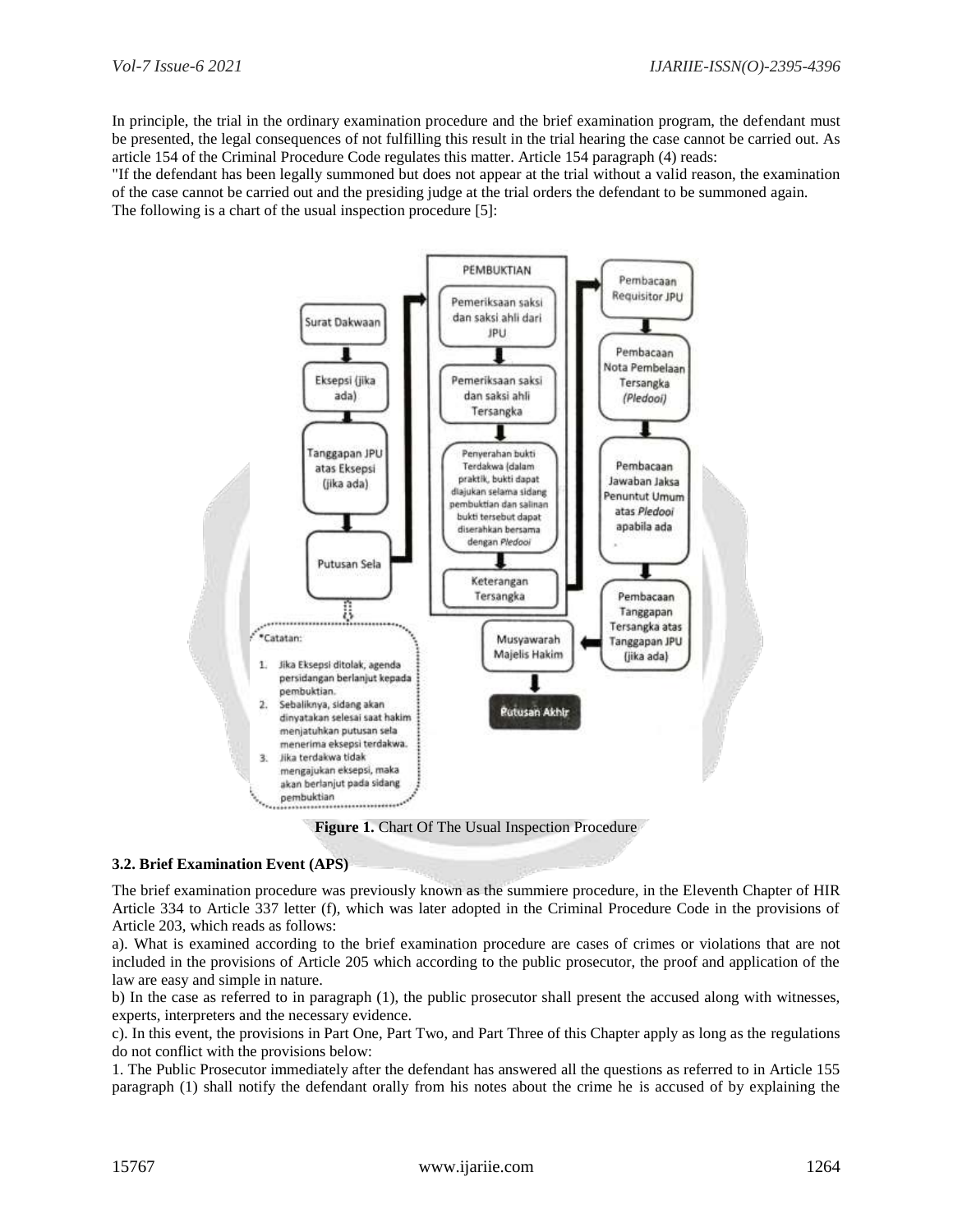In principle, the trial in the ordinary examination procedure and the brief examination program, the defendant must be presented, the legal consequences of not fulfilling this result in the trial hearing the case cannot be carried out. As article 154 of the Criminal Procedure Code regulates this matter. Article 154 paragraph (4) reads:

"If the defendant has been legally summoned but does not appear at the trial without a valid reason, the examination of the case cannot be carried out and the presiding judge at the trial orders the defendant to be summoned again.

The following is a chart of the usual inspection procedure [5]:

**Figure 1.** Chart Of The Usual Inspection Procedure

### 3.2. Brief Examination Event (APS)

The brief examination procedure was previously known as the summiere procedure, in the Eleventh Chapter of HIR Article 334 to Article 337 letter (f), which was later adopted in the Criminal Procedure Code in the provisions of Article 203, which reads as follows:

a). What is examined according to the brief examination procedure are cases of crimes or violations that are not included in the provisions of Article 205 which according to the public prosecutor, the proof and application of the law are easy and simple in nature.

b) In the case as referred to in paragraph (1), the public prosecutor shall present the accused along with witnesses, experts, interpreters and the necessary evidence.

c). In this event, the provisions in Part One, Part Two, and Part Three of this Chapter apply as long as the regulations do not conflict with the provisions below:

1. The Public Prosecutor immediately after the defendant has answered all the questions as referred to in Article 155 paragraph (1) shall notify the defendant orally from his notes about the crime he is accused of by explaining the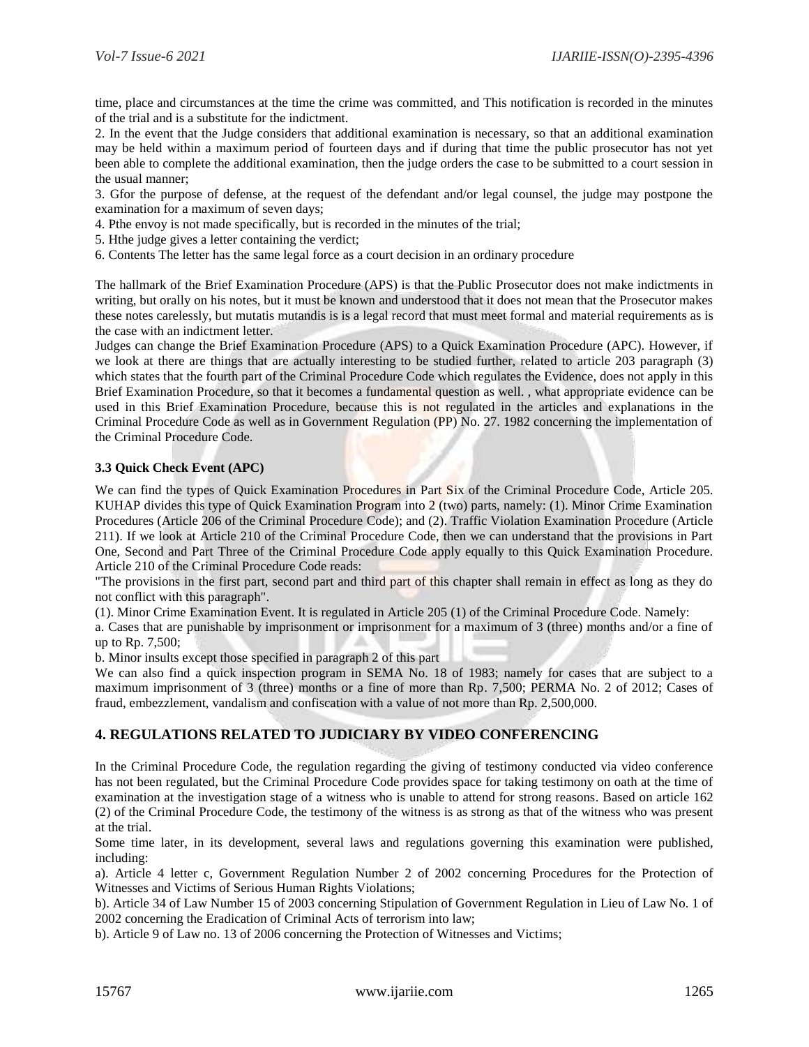time, place and circumstances at the time the crime was committed, and This notification is recorded in the minutes of the trial and is a substitute for the indictment.

2. In the event that the Judge considers that additional examination is necessary, so that an additional examination may be held within a maximum period of fourteen days and if during that time the public prosecutor has not yet been able to complete the additional examination, then the judge orders the case to be submitted to a court session in the usual manner;

3. Gfor the purpose of defense, at the request of the defendant and/or legal counsel, the judge may postpone the examination for a maximum of seven days;

4. Pthe envoy is not made specifically, but is recorded in the minutes of the trial;

5. Hthe judge gives a letter containing the verdict;

6. Contents The letter has the same legal force as a court decision in an ordinary procedure

The hallmark of the Brief Examination Procedure (APS) is that the Public Prosecutor does not make indictments in writing, but orally on his notes, but it must be known and understood that it does not mean that the Prosecutor makes these notes carelessly, but mutatis mutandis is is a legal record that must meet formal and material requirements as is the case with an indictment letter.

Judges can change the Brief Examination Procedure (APS) to a Quick Examination Procedure (APC). However, if we look at there are things that are actually interesting to be studied further, related to article 203 paragraph (3) which states that the fourth part of the Criminal Procedure Code which regulates the Evidence, does not apply in this Brief Examination Procedure, so that it becomes a fundamental question as well. , what appropriate evidence can be used in this Brief Examination Procedure, because this is not regulated in the articles and explanations in the Criminal Procedure Code as well as in Government Regulation (PP) No. 27. 1982 concerning the implementation of the Criminal Procedure Code.

### 3.3 Quick Check Event (APC)

We can find the types of Quick Examination Procedures in Part Six of the Criminal Procedure Code, Article 205. KUHAP divides this type of Quick Examination Program into 2 (two) parts, namely: (1). Minor Crime Examination Procedures (Article 206 of the Criminal Procedure Code); and (2). Traffic Violation Examination Procedure (Article 211). If we look at Article 210 of the Criminal Procedure Code, then we can understand that the provisions in Part One, Second and Part Three of the Criminal Procedure Code apply equally to this Quick Examination Procedure. Article 210 of the Criminal Procedure Code reads:

"The provisions in the first part, second part and third part of this chapter shall remain in effect as long as they do not conflict with this paragraph".

(1). Minor Crime Examination Event. It is regulated in Article 205 (1) of the Criminal Procedure Code. Namely:

a. Cases that are punishable by imprisonment or imprisonment for a maximum of 3 (three) months and/or a fine of up to Rp. 7,500;

b. Minor insults except those specified in paragraph 2 of this part

We can also find a quick inspection program in SEMA No. 18 of 1983; namely for cases that are subject to a maximum imprisonment of 3 (three) months or a fine of more than Rp. 7,500; PERMA No. 2 of 2012; Cases of fraud, embezzlement, vandalism and confiscation with a value of not more than Rp. 2,500,000.

## 4. REGULATIONS RELATED TO JUDICIARY BY VIDEO CONFERENCING

In the Criminal Procedure Code, the regulation regarding the giving of testimony conducted via video conference has not been regulated, but the Criminal Procedure Code provides space for taking testimony on oath at the time of examination at the investigation stage of a witness who is unable to attend for strong reasons. Based on article 162 (2) of the Criminal Procedure Code, the testimony of the witness is as strong as that of the witness who was present at the trial.

Some time later, in its development, several laws and regulations governing this examination were published, including:

a). Article 4 letter c, Government Regulation Number 2 of 2002 concerning Procedures for the Protection of Witnesses and Victims of Serious Human Rights Violations;

b). Article 34 of Law Number 15 of 2003 concerning Stipulation of Government Regulation in Lieu of Law No. 1 of 2002 concerning the Eradication of Criminal Acts of terrorism into law;

b). Article 9 of Law no. 13 of 2006 concerning the Protection of Witnesses and Victims;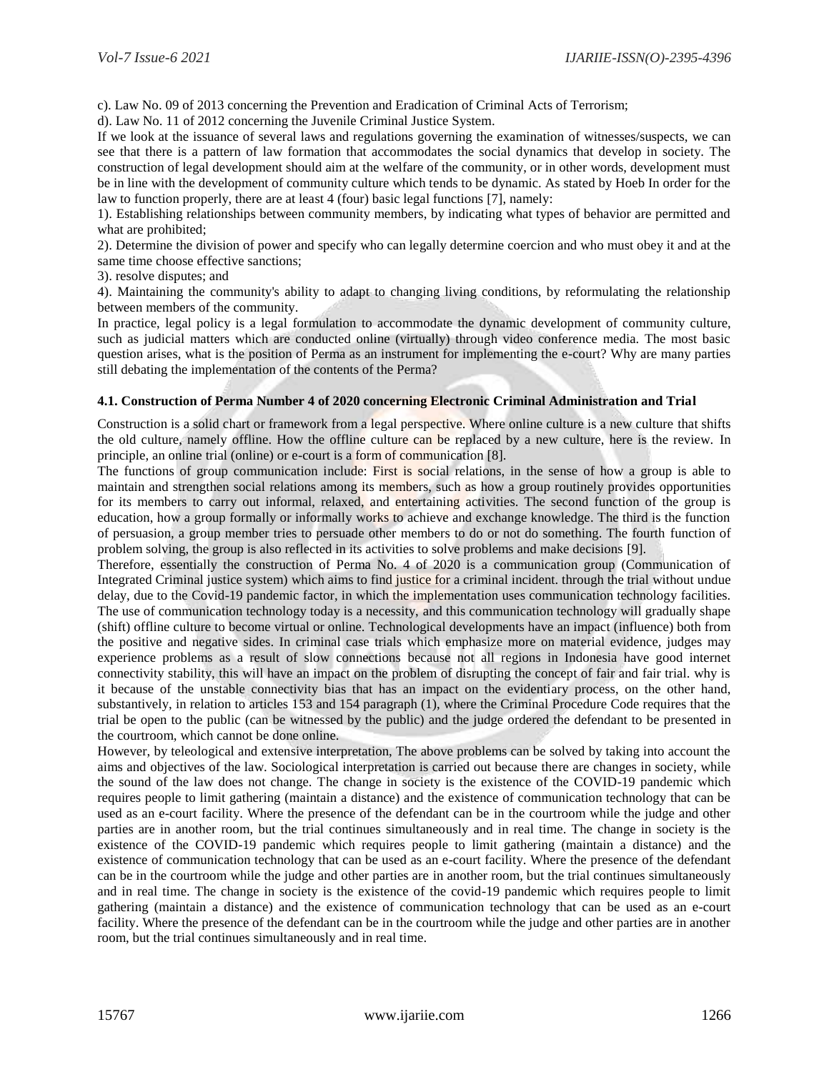c). Law No. 09 of 2013 concerning the Prevention and Eradication of Criminal Acts of Terrorism;

d). Law No. 11 of 2012 concerning the Juvenile Criminal Justice System.

If we look at the issuance of several laws and regulations governing the examination of witnesses/suspects, we can see that there is a pattern of law formation that accommodates the social dynamics that develop in society. The construction of legal development should aim at the welfare of the community, or in other words, development must be in line with the development of community culture which tends to be dynamic. As stated by Hoeb In order for the law to function properly, there are at least 4 (four) basic legal functions [7], namely:

1). Establishing relationships between community members, by indicating what types of behavior are permitted and what are prohibited;

2). Determine the division of power and specify who can legally determine coercion and who must obey it and at the same time choose effective sanctions;

3). resolve disputes; and

4). Maintaining the community's ability to adapt to changing living conditions, by reformulating the relationship between members of the community.

In practice, legal policy is a legal formulation to accommodate the dynamic development of community culture, such as judicial matters which are conducted online (virtually) through video conference media. The most basic question arises, what is the position of Perma as an instrument for implementing the e-court? Why are many parties still debating the implementation of the contents of the Perma?

### 4.1. Construction of Perma Number 4 of 2020 concerning Electronic Criminal Administration and Trial

Construction is a solid chart or framework from a legal perspective. Where online culture is a new culture that shifts the old culture, namely offline. How the offline culture can be replaced by a new culture, here is the review. In principle, an online trial (online) or e-court is a form of communication [8].

The functions of group communication include: First is social relations, in the sense of how a group is able to maintain and strengthen social relations among its members, such as how a group routinely provides opportunities for its members to carry out informal, relaxed, and entertaining activities. The second function of the group is education, how a group formally or informally works to achieve and exchange knowledge. The third is the function of persuasion, a group member tries to persuade other members to do or not do something. The fourth function of problem solving, the group is also reflected in its activities to solve problems and make decisions [9].

Therefore, essentially the construction of Perma No. 4 of 2020 is a communication group (Communication of Integrated Criminal justice system) which aims to find justice for a criminal incident. through the trial without undue delay, due to the Covid-19 pandemic factor, in which the implementation uses communication technology facilities. The use of communication technology today is a necessity, and this communication technology will gradually shape (shift) offline culture to become virtual or online. Technological developments have an impact (influence) both from the positive and negative sides. In criminal case trials which emphasize more on material evidence, judges may experience problems as a result of slow connections because not all regions in Indonesia have good internet connectivity stability, this will have an impact on the problem of disrupting the concept of fair and fair trial. why is it because of the unstable connectivity bias that has an impact on the evidentiary process, on the other hand, substantively, in relation to articles 153 and 154 paragraph (1), where the Criminal Procedure Code requires that the trial be open to the public (can be witnessed by the public) and the judge ordered the defendant to be presented in the courtroom, which cannot be done online.

However, by teleological and extensive interpretation, The above problems can be solved by taking into account the aims and objectives of the law. Sociological interpretation is carried out because there are changes in society, while the sound of the law does not change. The change in society is the existence of the COVID-19 pandemic which requires people to limit gathering (maintain a distance) and the existence of communication technology that can be used as an e-court facility. Where the presence of the defendant can be in the courtroom while the judge and other parties are in another room, but the trial continues simultaneously and in real time. The change in society is the existence of the COVID-19 pandemic which requires people to limit gathering (maintain a distance) and the existence of communication technology that can be used as an e-court facility. Where the presence of the defendant can be in the courtroom while the judge and other parties are in another room, but the trial continues simultaneously and in real time. The change in society is the existence of the covid-19 pandemic which requires people to limit gathering (maintain a distance) and the existence of communication technology that can be used as an e-court facility. Where the presence of the defendant can be in the courtroom while the judge and other parties are in another room, but the trial continues simultaneously and in real time.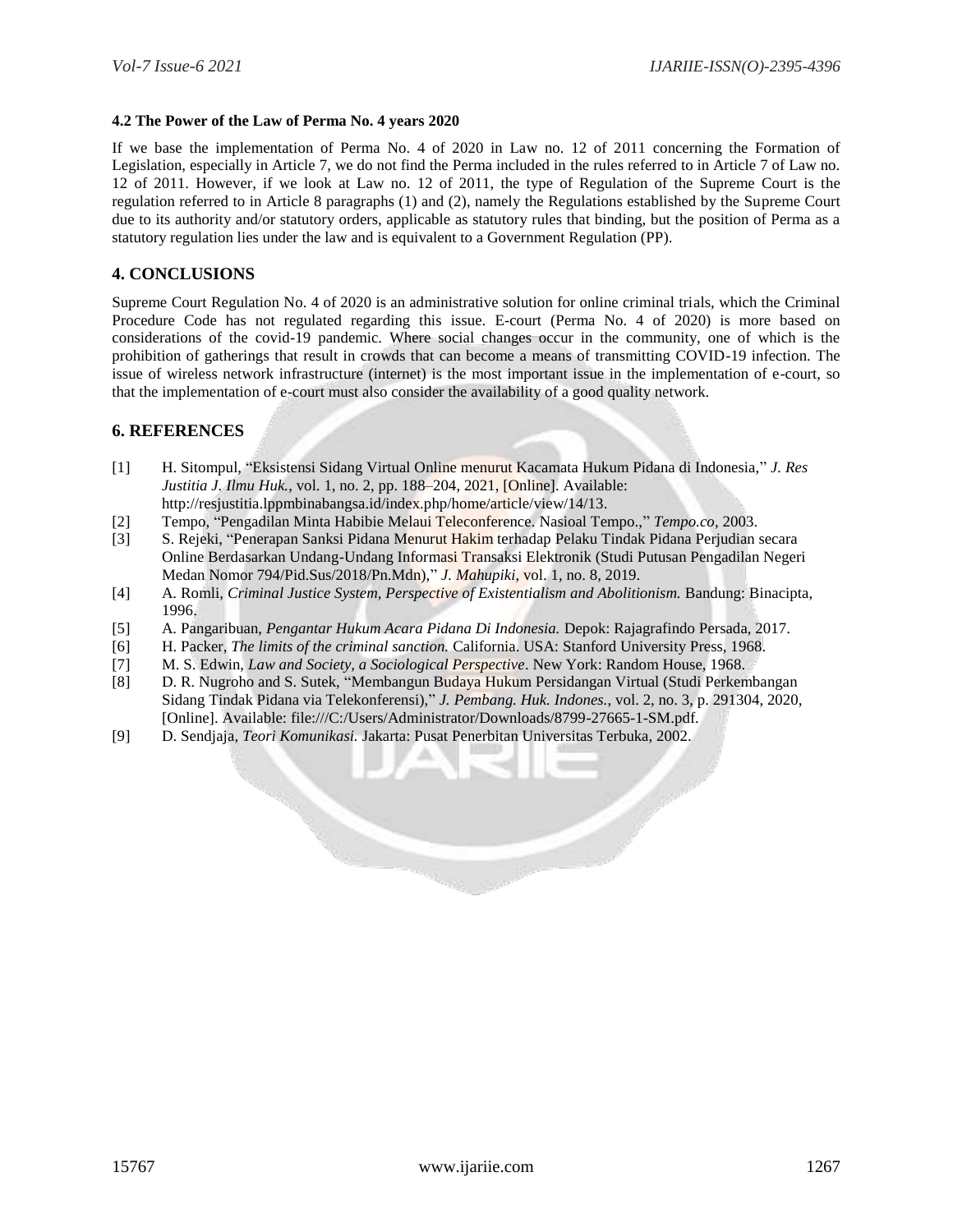### 4.2 The Power of the Law of Perma No. 4 years 2020

If we base the implementation of Perma No. 4 of 2020 in Law no. 12 of 2011 concerning the Formation of Legislation, especially in Article 7, we do not find the Perma included in the rules referred to in Article 7 of Law no. 12 of 2011. However, if we look at Law no. 12 of 2011, the type of Regulation of the Supreme Court is the regulation referred to in Article 8 paragraphs (1) and (2), namely the Regulations established by the Supreme Court due to its authority and/or statutory orders, applicable as statutory rules that binding, but the position of Perma as a statutory regulation lies under the law and is equivalent to a Government Regulation (PP).

## 4. CONCLUSIONS

Supreme Court Regulation No. 4 of 2020 is an administrative solution for online criminal trials, which the Criminal Procedure Code has not regulated regarding this issue. E-court (Perma No. 4 of 2020) is more based on considerations of the covid-19 pandemic. Where social changes occur in the community, one of which is the prohibition of gatherings that result in crowds that can become a means of transmitting COVID-19 infection. The issue of wireless network infrastructure (internet) is the most important issue in the implementation of e-court, so that the implementation of e-court must also consider the availability of a good quality network.

## 6. REFERENCES

[1] H. Sitompul, "Eksistensi Sidang Virtual Online menurut Kacamata Hukum Pidana di Indonesia," *J. Res Justitia J. Ilmu Huk.*, vol. 1, no. 2, pp. 188–204, 2021, [Online]. Available: http://resjustitia.lppmbinabangsa.id/index.php/home/article/view/14/13.

[2] Tempo, "Pengadilan Minta Habibie Melaui Teleconference. Nasioal Tempo.," *Tempo.co*, 2003.

[3] S. Rejeki, "Penerapan Sanksi Pidana Menurut Hakim terhadap Pelaku Tindak Pidana Perjudian secara Online Berdasarkan Undang-Undang Informasi Transaksi Elektronik (Studi Putusan Pengadilan Negeri Medan Nomor 794/Pid.Sus/2018/Pn.Mdn)," *J. Mahupiki*, vol. 1, no. 8, 2019.

[4] A. Romli, *Criminal Justice System, Perspective of Existentialism and Abolitionism.* Bandung: Binacipta, 1996.

[5] A. Pangaribuan, *Pengantar Hukum Acara Pidana Di Indonesia.* Depok: Rajagrafindo Persada, 2017.

[6] H. Packer, *The limits of the criminal sanction.* California. USA: Stanford University Press, 1968.

[7] M. S. Edwin, *Law and Society, a Sociological Perspective*. New York: Random House, 1968.

[8] D. R. Nugroho and S. Sutek, "Membangun Budaya Hukum Persidangan Virtual (Studi Perkembangan Sidang Tindak Pidana via Telekonferensi)," *J. Pembang. Huk. Indones.*, vol. 2, no. 3, p. 291304, 2020, [Online]. Available: file:///C:/Users/Administrator/Downloads/8799-27665-1-SM.pdf.

[9] D. Sendjaja, *Teori Komunikasi.* Jakarta: Pusat Penerbitan Universitas Terbuka, 2002.